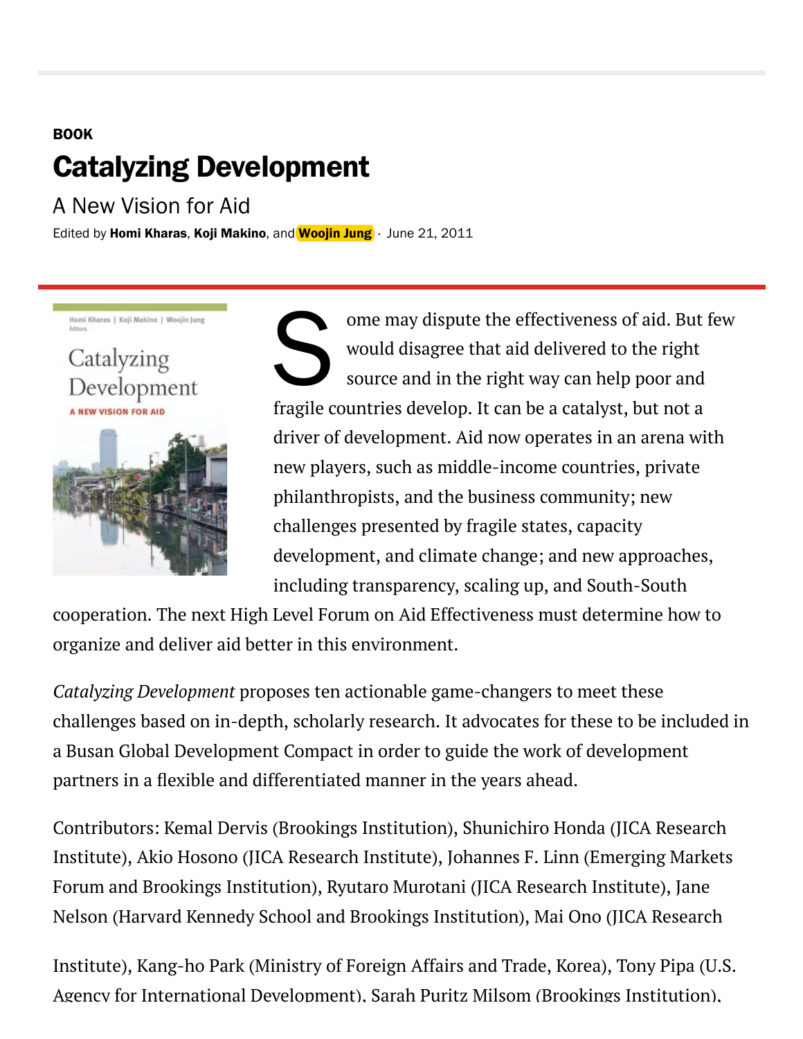BOOK

# Catalyzing Development

## A New Vision for Aid

Edited by **Homi Kharas**, **Koji Makino**, and **Woojin Jung** · June 21, 2011

Some may dispute the effectiveness of aid. But few would disagree that aid delivered to the right source and in the right way can help poor and fragile countries develop. It can be a catalyst, but not a driver of development. Aid now operates in an arena with new players, such as middle-income countries, private philanthropists, and the business community; new challenges presented by fragile states, capacity development, and climate change; and new approaches, including transparency, scaling up, and South-South cooperation. The next High Level Forum on Aid Effectiveness must determine how to organize and deliver aid better in this environment.

*Catalyzing Development* proposes ten actionable game-changers to meet these challenges based on in-depth, scholarly research. It advocates for these to be included in a Busan Global Development Compact in order to guide the work of development partners in a flexible and differentiated manner in the years ahead.

Contributors: Kemal Dervis (Brookings Institution), Shunichiro Honda (JICA Research Institute), Akio Hosono (JICA Research Institute), Johannes F. Linn (Emerging Markets Forum and Brookings Institution), Ryutaro Murotani (JICA Research Institute), Jane Nelson (Harvard Kennedy School and Brookings Institution), Mai Ono (JICA Research Institute), Kang-ho Park (Ministry of Foreign Affairs and Trade, Korea), Tony Pipa (U.S. Agency for International Development), Sarah Puritz Milsom (Brookings Institution),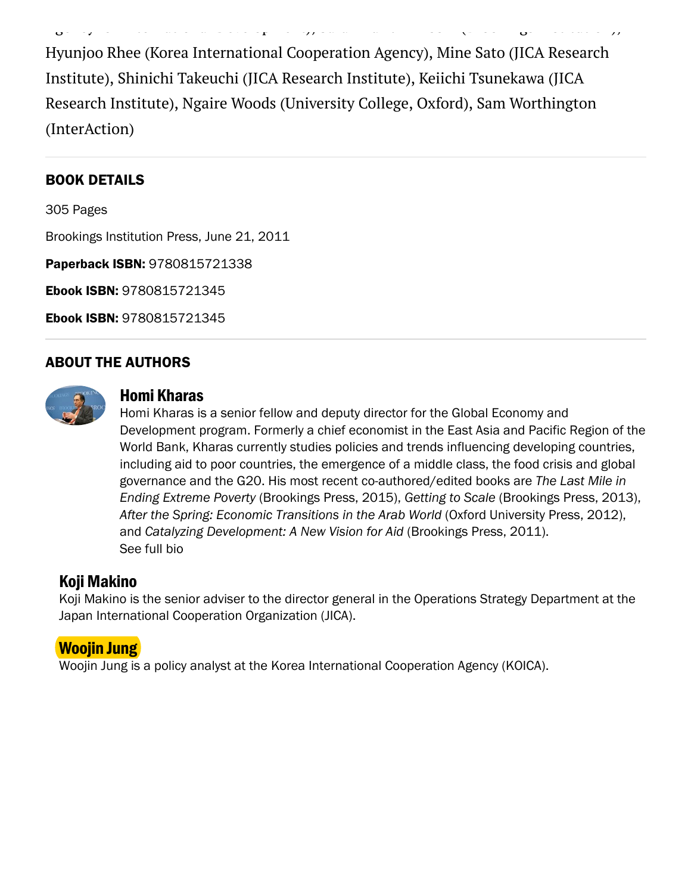Hyunjoo Rhee (Korea International Cooperation Agency), Mine Sato (JICA Research Institute), Shinichi Takeuchi (JICA Research Institute), Keiichi Tsunekawa (JICA Research Institute), Ngaire Woods (University College, Oxford), Sam Worthington (InterAction)

## BOOK DETAILS

305 Pages

Brookings Institution Press, June 21, 2011

**Paperback ISBN:** 9780815721338

**Ebook ISBN:** 9780815721345

**Ebook ISBN:** 9780815721345

## ABOUT THE AUTHORS

### Homi Kharas

Homi Kharas is a senior fellow and deputy director for the Global Economy and Development program. Formerly a chief economist in the East Asia and Pacific Region of the World Bank, Kharas currently studies policies and trends influencing developing countries, including aid to poor countries, the emergence of a middle class, the food crisis and global governance and the G20. His most recent co-authored/edited books are *The Last Mile in Ending Extreme Poverty* (Brookings Press, 2015), *Getting to Scale* (Brookings Press, 2013), *After the Spring: Economic Transitions in the Arab World* (Oxford University Press, 2012), and *Catalyzing Development: A New Vision for Aid* (Brookings Press, 2011).
See full bio

### Koji Makino

Koji Makino is the senior adviser to the director general in the Operations Strategy Department at the Japan International Cooperation Organization (JICA).

### Woojin Jung

Woojin Jung is a policy analyst at the Korea International Cooperation Agency (KOICA).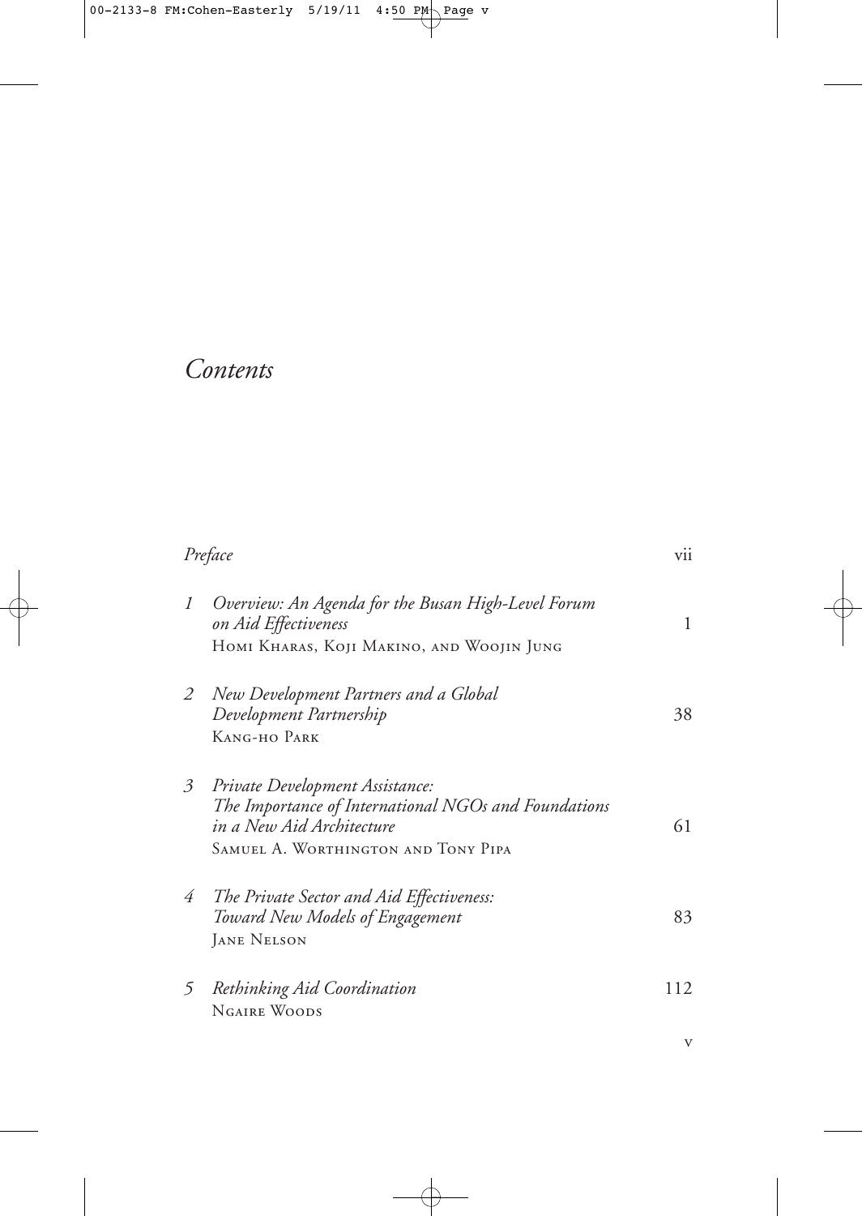# *Contents*

*Preface* vii

1. *Overview: An Agenda for the Busan High-Level Forum on Aid Effectiveness* 1
   Homi Kharas, Koji Makino, and Woojin Jung

2. *New Development Partners and a Global Development Partnership* 38
   Kang-ho Park

3. *Private Development Assistance: The Importance of International NGOs and Foundations in a New Aid Architecture* 61
   Samuel A. Worthington and Tony Pipa

4. *The Private Sector and Aid Effectiveness: Toward New Models of Engagement* 83
   Jane Nelson

5. *Rethinking Aid Coordination* 112
   Ngaire Woods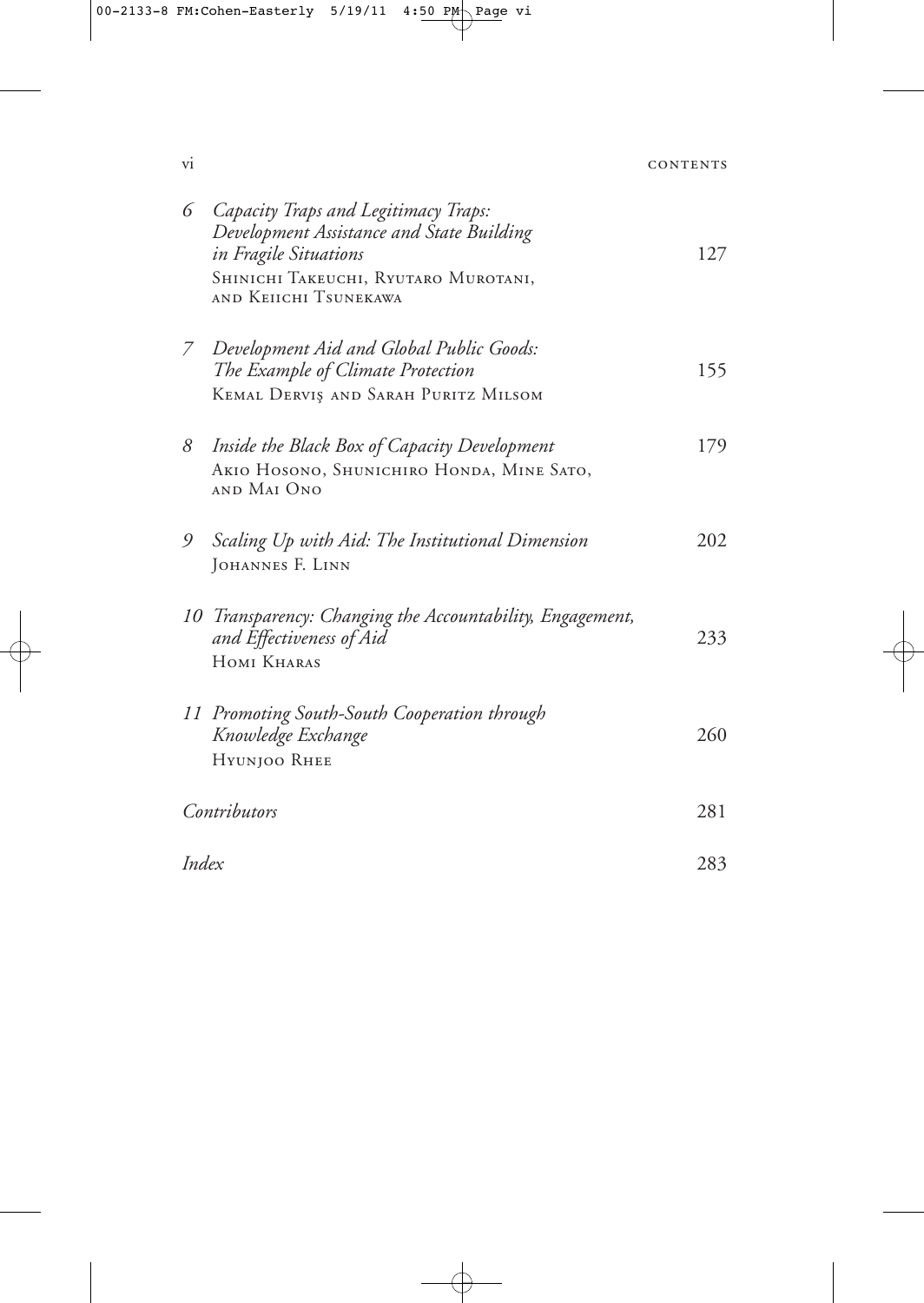6 *Capacity Traps and Legitimacy Traps: Development Assistance and State Building in Fragile Situations* 127
Shinichi Takeuchi, Ryutaro Murotani, and Keiichi Tsunekawa

7 *Development Aid and Global Public Goods: The Example of Climate Protection* 155
Kemal Derviş and Sarah Puritz Milsom

8 *Inside the Black Box of Capacity Development* 179
Akio Hosono, Shunichiro Honda, Mine Sato, and Mai Ono

9 *Scaling Up with Aid: The Institutional Dimension* 202
Johannes F. Linn

10 *Transparency: Changing the Accountability, Engagement, and Effectiveness of Aid* 233
Homi Kharas

11 *Promoting South-South Cooperation through Knowledge Exchange* 260
Hyunjoo Rhee

*Contributors* 281

*Index* 283